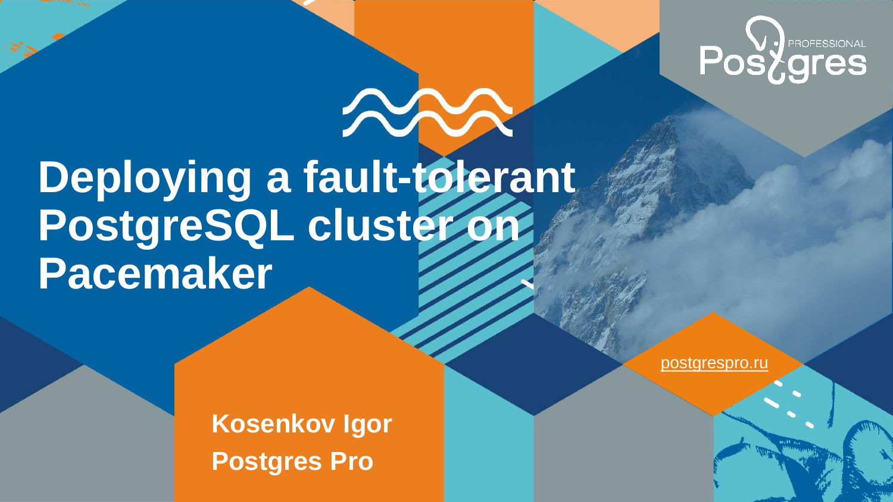# Deploying a fault-tolerant PostgreSQL cluster on Pacemaker

**Kosenkov Igor**

**Postgres Pro**

postgrespro.ru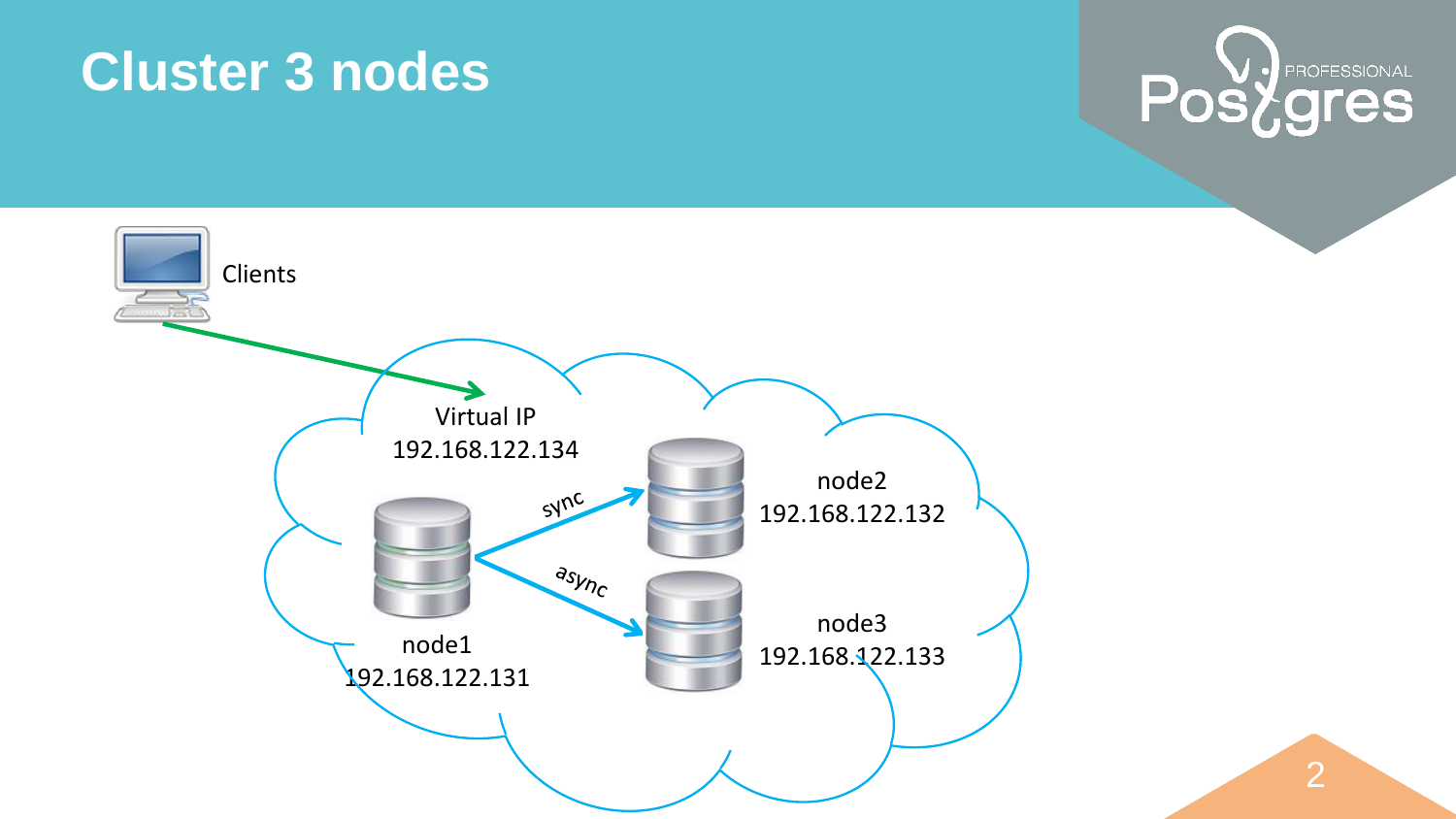# Cluster 3 nodes

Clients

Virtual IP
192.168.122.134

node1
192.168.122.131

sync

async

node2
192.168.122.132

node3
192.168.122.133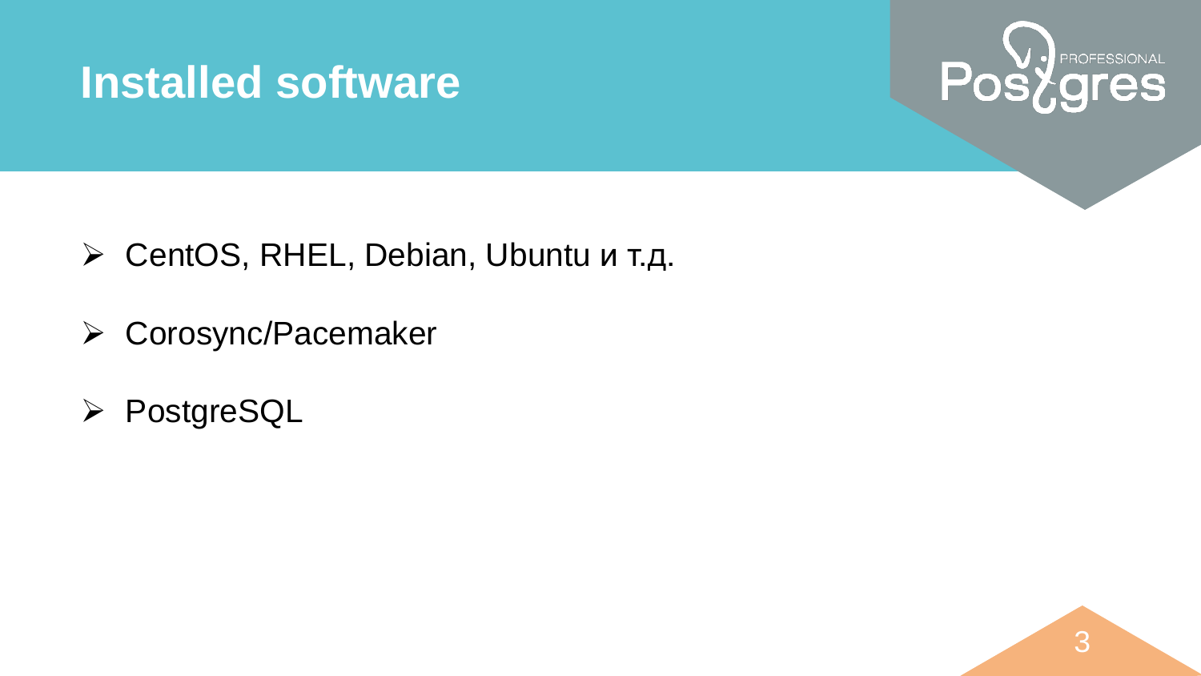# Installed software

- CentOS, RHEL, Debian, Ubuntu и т.д.
- Corosync/Pacemaker
- PostgreSQL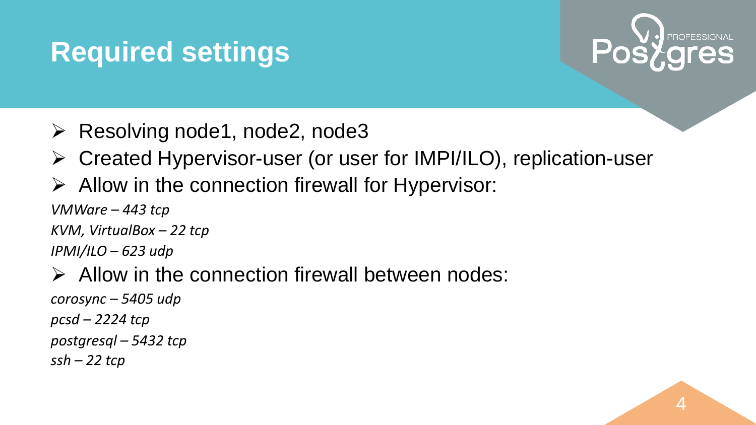# Required settings

- Resolving node1, node2, node3
- Created Hypervisor-user (or user for IMPI/ILO), replication-user
- Allow in the connection firewall for Hypervisor:

*VMWare – 443 tcp*
*KVM, VirtualBox – 22 tcp*
*IPMI/ILO – 623 udp*

- Allow in the connection firewall between nodes:

*corosync – 5405 udp*
*pcsd – 2224 tcp*
*postgresql – 5432 tcp*
*ssh – 22 tcp*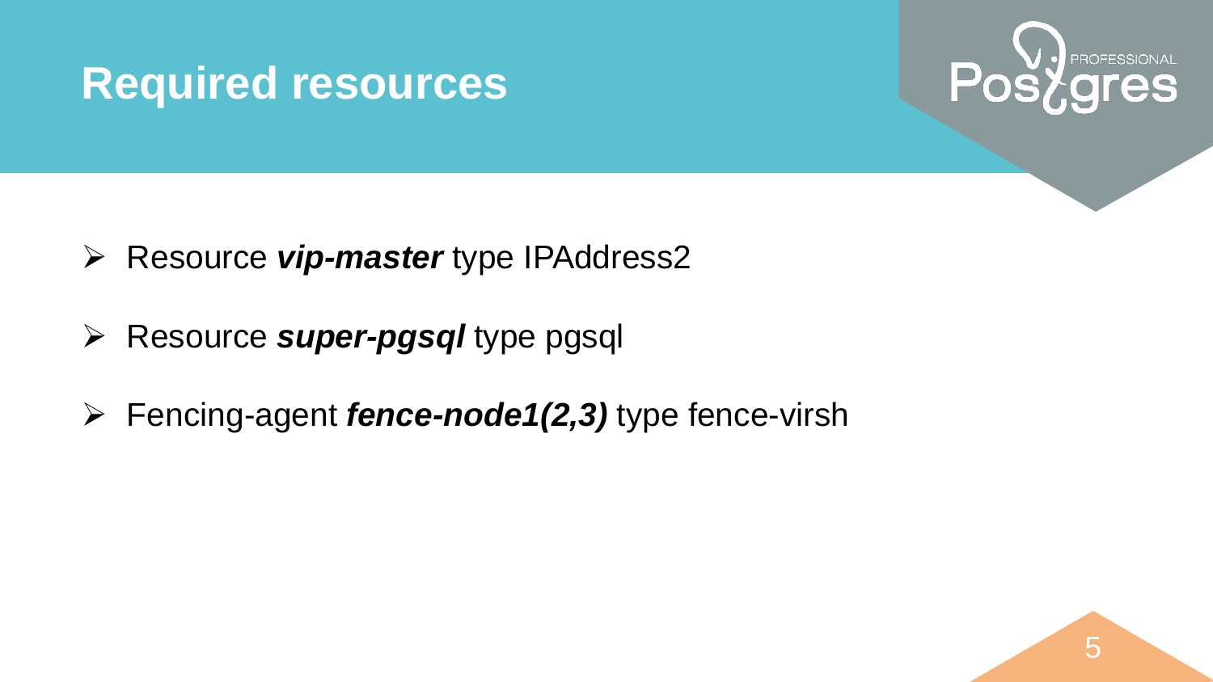# Required resources

- Resource ***vip-master*** type IPAddress2
- Resource ***super-pgsql*** type pgsql
- Fencing-agent ***fence-node1(2,3)*** type fence-virsh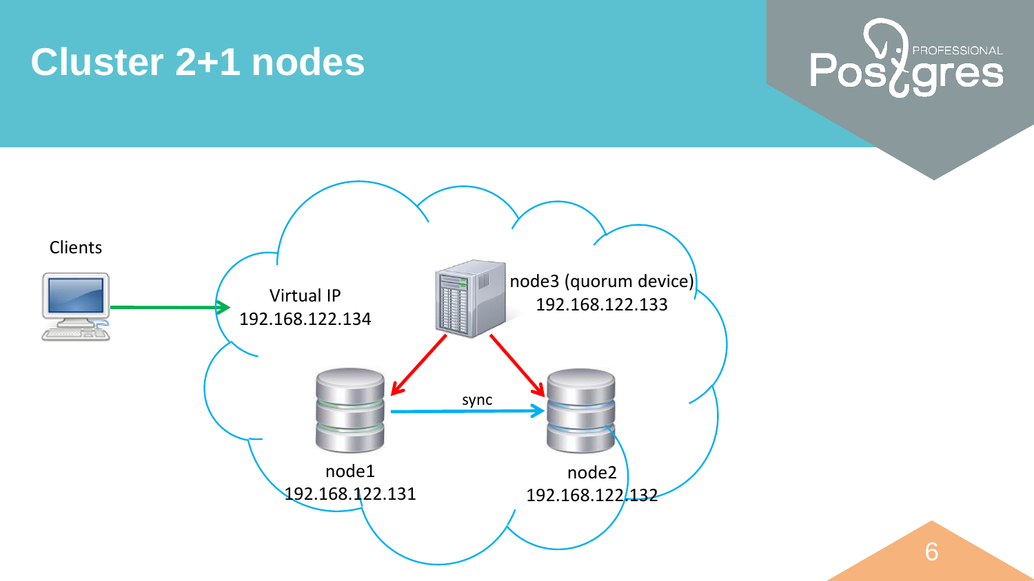# Cluster 2+1 nodes

Clients

Virtual IP
192.168.122.134

node3 (quorum device)
192.168.122.133

sync

node1
192.168.122.131

node2
192.168.122.132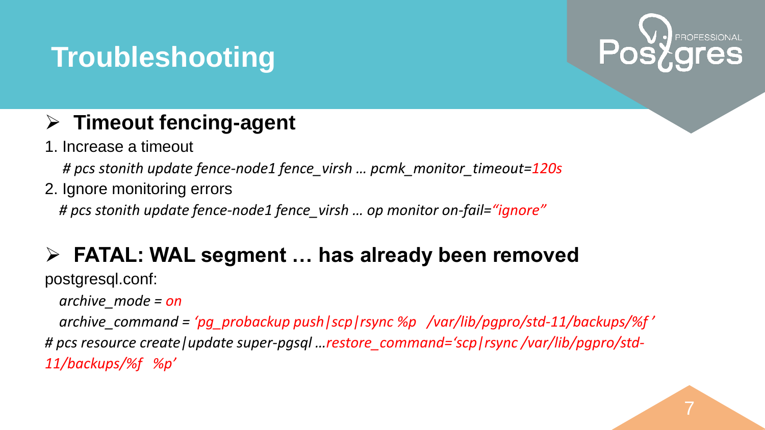# Troubleshooting

## Timeout fencing-agent

1. Increase a timeout

   *# pcs stonith update fence-node1 fence_virsh … pcmk_monitor_timeout=120s*

2. Ignore monitoring errors

   *# pcs stonith update fence-node1 fence_virsh … op monitor on-fail="ignore"*

## FATAL: WAL segment … has already been removed

postgresql.conf:

*archive_mode = on*

*archive_command = 'pg_probackup push|scp|rsync %p /var/lib/pgpro/std-11/backups/%f '*

*# pcs resource create|update super-pgsql …restore_command='scp|rsync /var/lib/pgpro/std-11/backups/%f %p'*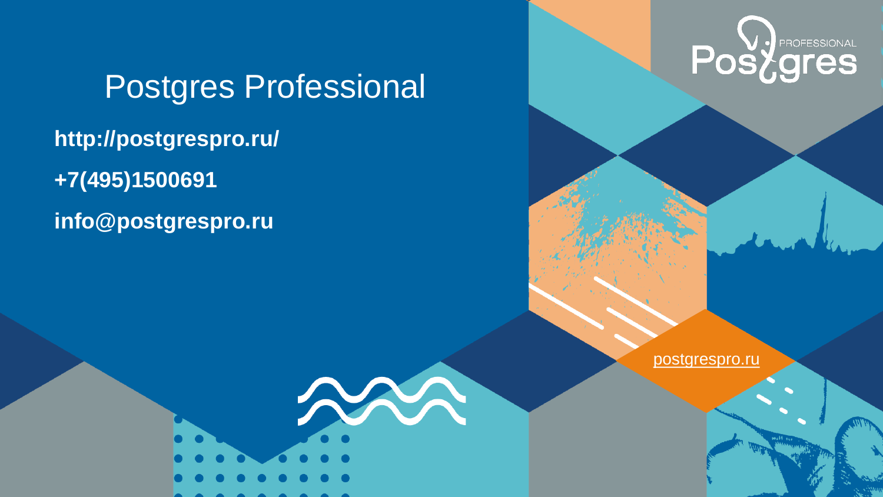# Postgres Professional

**http://postgrespro.ru/**

**+7(495)1500691**

**info@postgrespro.ru**

postgrespro.ru